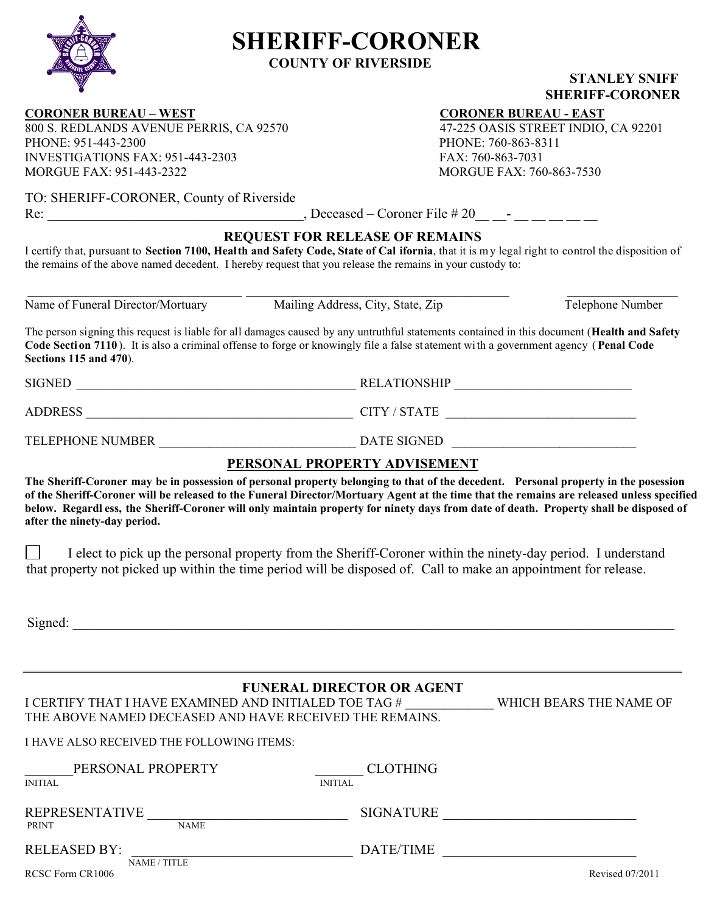# SHERIFF-CORONER

**COUNTY OF RIVERSIDE**

**STANLEY SNIFF**
**SHERIFF-CORONER**

**CORONER BUREAU – WEST**
800 S. REDLANDS AVENUE PERRIS, CA 92570
PHONE: 951-443-2300
INVESTIGATIONS FAX: 951-443-2303
MORGUE FAX: 951-443-2322

**CORONER BUREAU - EAST**
47-225 OASIS STREET INDIO, CA 92201
PHONE: 760-863-8311
FAX: 760-863-7031
MORGUE FAX: 760-863-7530

TO: SHERIFF-CORONER, County of Riverside

Re: ____________________________________, Deceased – Coroner File # 20__ __- __ __ __ __ __

## REQUEST FOR RELEASE OF REMAINS

I certify that, pursuant to **Section 7100, Health and Safety Code, State of California**, that it is my legal right to control the disposition of the remains of the above named decedent. I hereby request that you release the remains in your custody to:

________________________________ ________________________________________ _________________

Name of Funeral Director/Mortuary | Mailing Address, City, State, Zip | Telephone Number

The person signing this request is liable for all damages caused by any untruthful statements contained in this document (**Health and Safety Code Section 7110**). It is also a criminal offense to forge or knowingly file a false statement with a government agency (**Penal Code Sections 115 and 470**).

SIGNED ___________________________________________ RELATIONSHIP ___________________________

ADDRESS _________________________________________ CITY / STATE _____________________________

TELEPHONE NUMBER ______________________________ DATE SIGNED ____________________________

## PERSONAL PROPERTY ADVISEMENT

**The Sheriff-Coroner may be in possession of personal property belonging to that of the decedent. Personal property in the posession of the Sheriff-Coroner will be released to the Funeral Director/Mortuary Agent at the time that the remains are released unless specified below. Regardless, the Sheriff-Coroner will only maintain property for ninety days from date of death. Property shall be disposed of after the ninety-day period.**

☐ I elect to pick up the personal property from the Sheriff-Coroner within the ninety-day period. I understand that property not picked up within the time period will be disposed of. Call to make an appointment for release.

Signed: ___________________________________________________________________________________

---

## FUNERAL DIRECTOR OR AGENT

I CERTIFY THAT I HAVE EXAMINED AND INITIALED TOE TAG # _____________ WHICH BEARS THE NAME OF THE ABOVE NAMED DECEASED AND HAVE RECEIVED THE REMAINS.

I HAVE ALSO RECEIVED THE FOLLOWING ITEMS:

_______PERSONAL PROPERTY
INITIAL

_______ CLOTHING
INITIAL

REPRESENTATIVE ____________________________ SIGNATURE ___________________________
PRINT NAME

RELEASED BY: ________________________________ DATE/TIME ___________________________
NAME / TITLE

RCSC Form CR1006 Revised 07/2011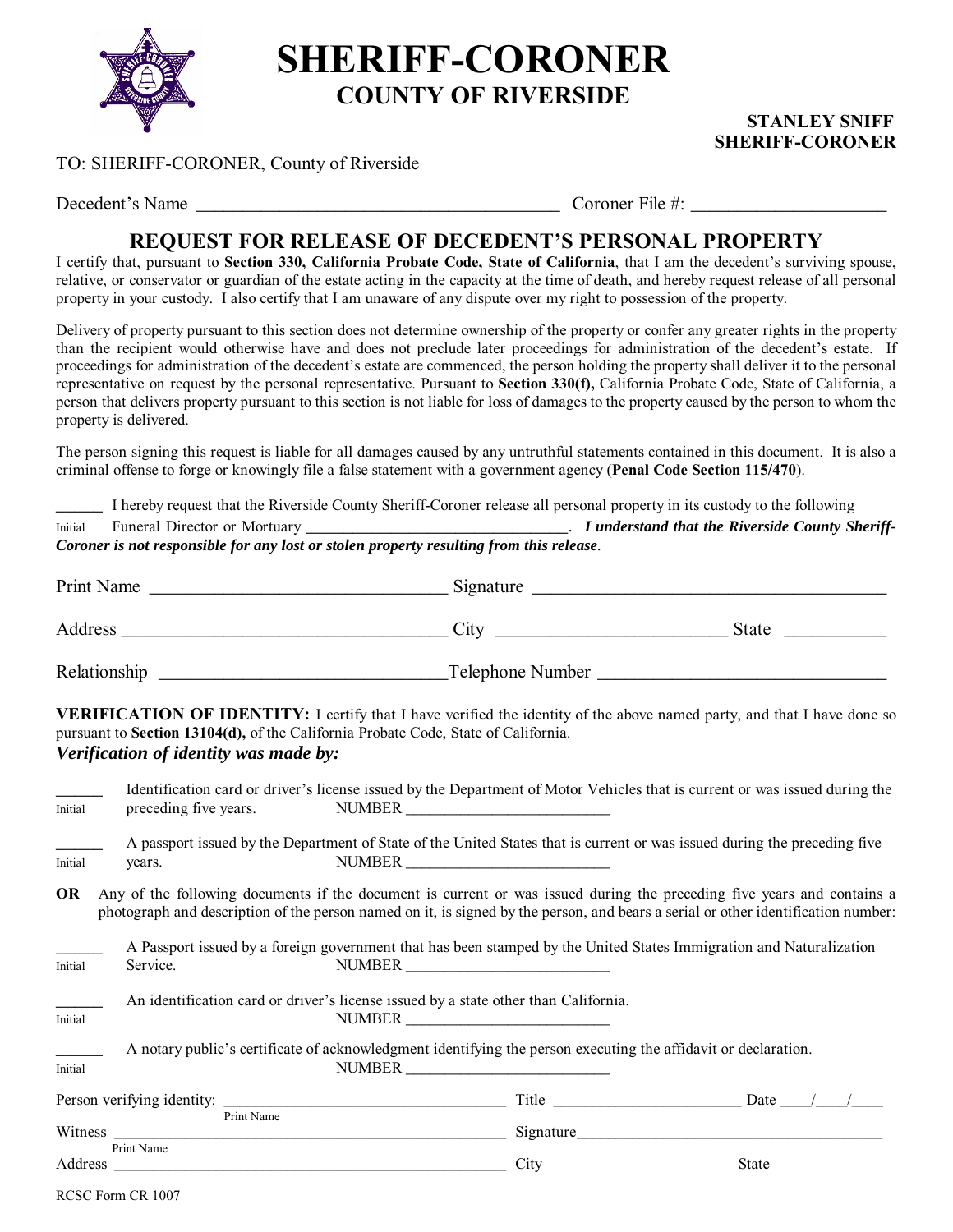# SHERIFF-CORONER

## COUNTY OF RIVERSIDE

**STANLEY SNIFF**
**SHERIFF-CORONER**

TO: SHERIFF-CORONER, County of Riverside

Decedent's Name _______________________________________ Coroner File #: _____________________

## REQUEST FOR RELEASE OF DECEDENT'S PERSONAL PROPERTY

I certify that, pursuant to **Section 330, California Probate Code, State of California**, that I am the decedent's surviving spouse, relative, or conservator or guardian of the estate acting in the capacity at the time of death, and hereby request release of all personal property in your custody. I also certify that I am unaware of any dispute over my right to possession of the property.

Delivery of property pursuant to this section does not determine ownership of the property or confer any greater rights in the property than the recipient would otherwise have and does not preclude later proceedings for administration of the decedent's estate. If proceedings for administration of the decedent's estate are commenced, the person holding the property shall deliver it to the personal representative on request by the personal representative. Pursuant to **Section 330(f),** California Probate Code, State of California, a person that delivers property pursuant to this section is not liable for loss of damages to the property caused by the person to whom the property is delivered.

The person signing this request is liable for all damages caused by any untruthful statements contained in this document. It is also a criminal offense to forge or knowingly file a false statement with a government agency (**Penal Code Section 115/470**).

______ I hereby request that the Riverside County Sheriff-Coroner release all personal property in its custody to the following
Initial Funeral Director or Mortuary ________________________________. ***I understand that the Riverside County Sheriff-Coroner is not responsible for any lost or stolen property resulting from this release.***

Print Name ________________________________ Signature ______________________________________

Address ___________________________________ City _________________________ State ___________

Relationship ______________________________Telephone Number _______________________________

**VERIFICATION OF IDENTITY:** I certify that I have verified the identity of the above named party, and that I have done so pursuant to **Section 13104(d),** of the California Probate Code, State of California.

***Verification of identity was made by:***

______ Identification card or driver's license issued by the Department of Motor Vehicles that is current or was issued during the
Initial preceding five years. NUMBER _________________________

______ A passport issued by the Department of State of the United States that is current or was issued during the preceding five
Initial years. NUMBER _________________________

**OR** Any of the following documents if the document is current or was issued during the preceding five years and contains a photograph and description of the person named on it, is signed by the person, and bears a serial or other identification number:

______ A Passport issued by a foreign government that has been stamped by the United States Immigration and Naturalization
Initial Service. NUMBER _________________________

______ An identification card or driver's license issued by a state other than California.
Initial NUMBER _________________________

______ A notary public's certificate of acknowledgment identifying the person executing the affidavit or declaration.
Initial NUMBER _________________________

Person verifying identity: ___________________________________ Title ________________________ Date ____/____/____
Print Name

Witness ________________________________________________ Signature______________________________________
Print Name

Address ________________________________________________ City________________________ State ______________

RCSC Form CR 1007